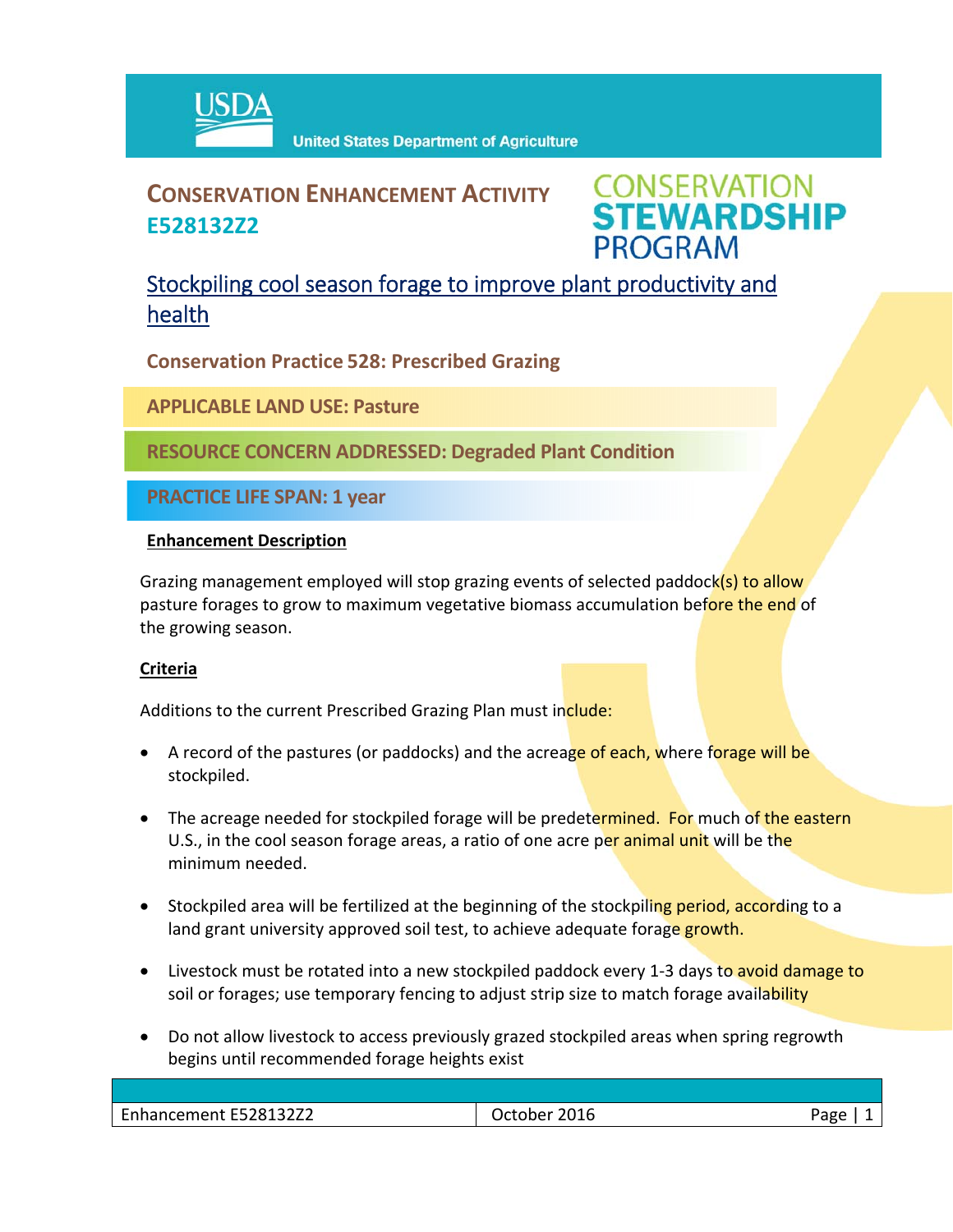USDA United States Department of Agriculture

# CONSERVATION ENHANCEMENT ACTIVITY E528132Z2

CONSERVATION STEWARDSHIP PROGRAM

## Stockpiling cool season forage to improve plant productivity and health

**Conservation Practice 528: Prescribed Grazing**

**APPLICABLE LAND USE: Pasture**

**RESOURCE CONCERN ADDRESSED: Degraded Plant Condition**

**PRACTICE LIFE SPAN: 1 year**

### Enhancement Description

Grazing management employed will stop grazing events of selected paddock(s) to allow pasture forages to grow to maximum vegetative biomass accumulation before the end of the growing season.

### Criteria

Additions to the current Prescribed Grazing Plan must include:

- A record of the pastures (or paddocks) and the acreage of each, where forage will be stockpiled.
- The acreage needed for stockpiled forage will be predetermined. For much of the eastern U.S., in the cool season forage areas, a ratio of one acre per animal unit will be the minimum needed.
- Stockpiled area will be fertilized at the beginning of the stockpiling period, according to a land grant university approved soil test, to achieve adequate forage growth.
- Livestock must be rotated into a new stockpiled paddock every 1-3 days to avoid damage to soil or forages; use temporary fencing to adjust strip size to match forage availability
- Do not allow livestock to access previously grazed stockpiled areas when spring regrowth begins until recommended forage heights exist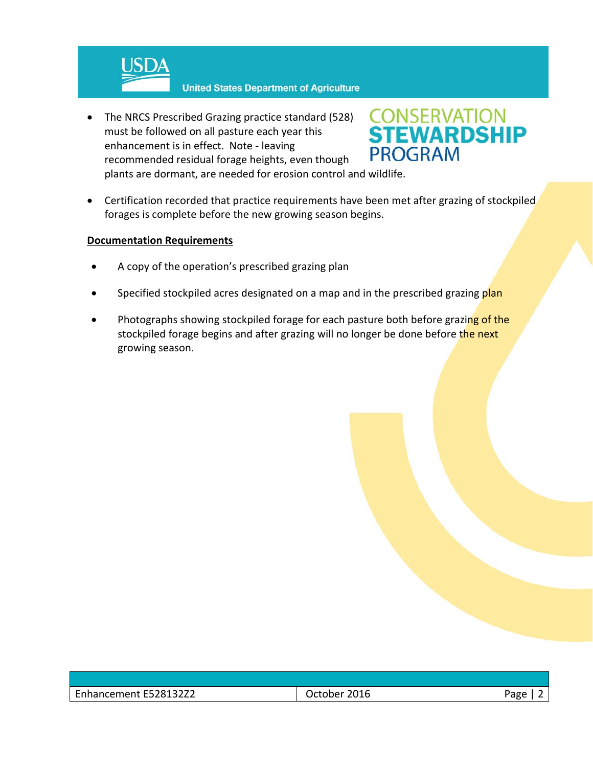- The NRCS Prescribed Grazing practice standard (528) must be followed on all pasture each year this enhancement is in effect. Note - leaving recommended residual forage heights, even though plants are dormant, are needed for erosion control and wildlife.
- Certification recorded that practice requirements have been met after grazing of stockpiled forages is complete before the new growing season begins.

**Documentation Requirements**

- A copy of the operation's prescribed grazing plan
- Specified stockpiled acres designated on a map and in the prescribed grazing plan
- Photographs showing stockpiled forage for each pasture both before grazing of the stockpiled forage begins and after grazing will no longer be done before the next growing season.